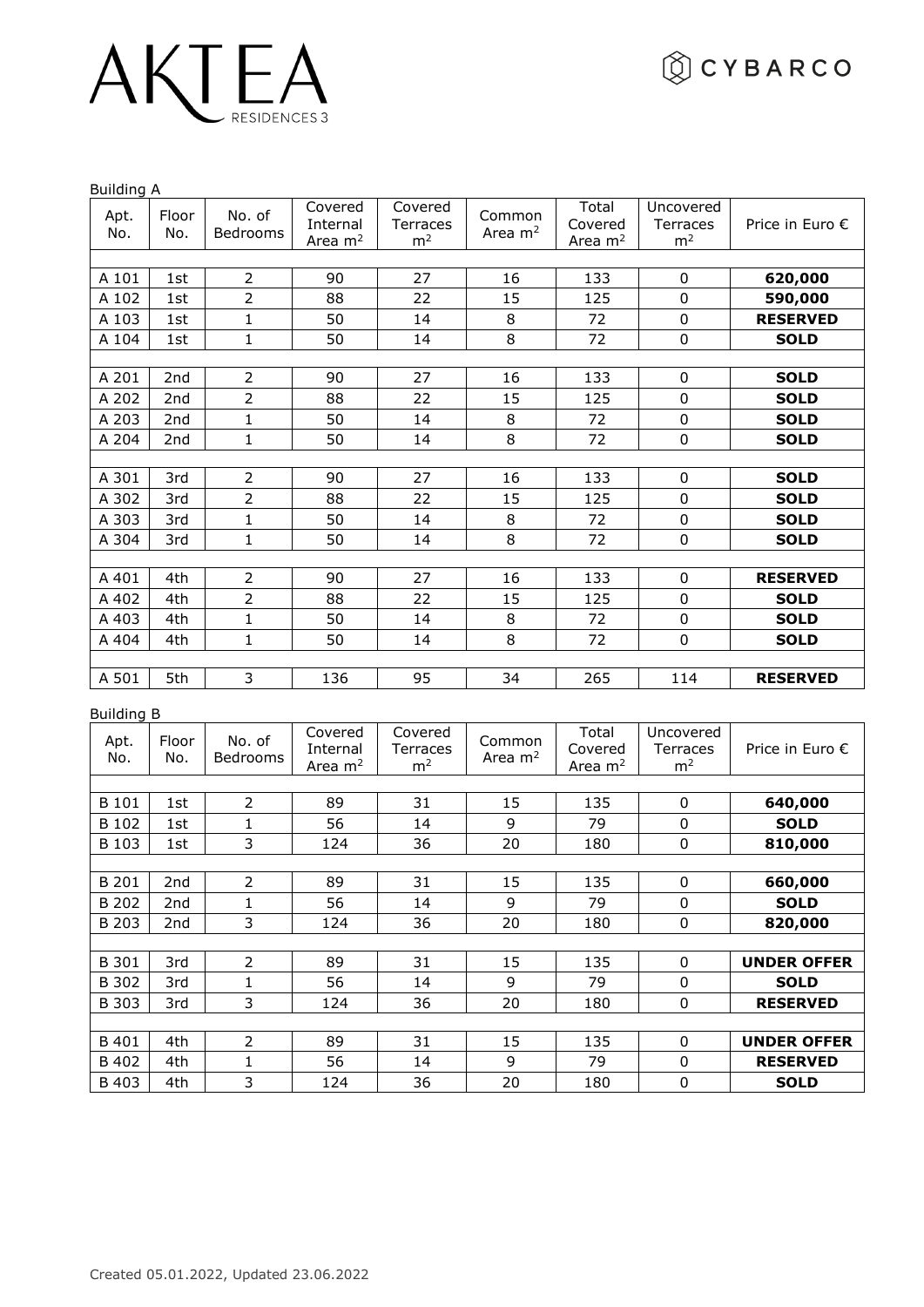# AKTEA RESIDENCES 3

CYBARCO

Building A

| Apt. No. | Floor No. | No. of Bedrooms | Covered Internal Area $m^2$ | Covered Terraces $m^2$ | Common Area $m^2$ | Total Covered Area $m^2$ | Uncovered Terraces $m^2$ | Price in Euro € |
|---|---|---|---|---|---|---|---|---|
| A 101 | 1st | 2 | 90 | 27 | 16 | 133 | 0 | **620,000** |
| A 102 | 1st | 2 | 88 | 22 | 15 | 125 | 0 | **590,000** |
| A 103 | 1st | 1 | 50 | 14 | 8 | 72 | 0 | **RESERVED** |
| A 104 | 1st | 1 | 50 | 14 | 8 | 72 | 0 | **SOLD** |
| A 201 | 2nd | 2 | 90 | 27 | 16 | 133 | 0 | **SOLD** |
| A 202 | 2nd | 2 | 88 | 22 | 15 | 125 | 0 | **SOLD** |
| A 203 | 2nd | 1 | 50 | 14 | 8 | 72 | 0 | **SOLD** |
| A 204 | 2nd | 1 | 50 | 14 | 8 | 72 | 0 | **SOLD** |
| A 301 | 3rd | 2 | 90 | 27 | 16 | 133 | 0 | **SOLD** |
| A 302 | 3rd | 2 | 88 | 22 | 15 | 125 | 0 | **SOLD** |
| A 303 | 3rd | 1 | 50 | 14 | 8 | 72 | 0 | **SOLD** |
| A 304 | 3rd | 1 | 50 | 14 | 8 | 72 | 0 | **SOLD** |
| A 401 | 4th | 2 | 90 | 27 | 16 | 133 | 0 | **RESERVED** |
| A 402 | 4th | 2 | 88 | 22 | 15 | 125 | 0 | **SOLD** |
| A 403 | 4th | 1 | 50 | 14 | 8 | 72 | 0 | **SOLD** |
| A 404 | 4th | 1 | 50 | 14 | 8 | 72 | 0 | **SOLD** |
| A 501 | 5th | 3 | 136 | 95 | 34 | 265 | 114 | **RESERVED** |

Building B

| Apt. No. | Floor No. | No. of Bedrooms | Covered Internal Area $m^2$ | Covered Terraces $m^2$ | Common Area $m^2$ | Total Covered Area $m^2$ | Uncovered Terraces $m^2$ | Price in Euro € |
|---|---|---|---|---|---|---|---|---|
| B 101 | 1st | 2 | 89 | 31 | 15 | 135 | 0 | **640,000** |
| B 102 | 1st | 1 | 56 | 14 | 9 | 79 | 0 | **SOLD** |
| B 103 | 1st | 3 | 124 | 36 | 20 | 180 | 0 | **810,000** |
| B 201 | 2nd | 2 | 89 | 31 | 15 | 135 | 0 | **660,000** |
| B 202 | 2nd | 1 | 56 | 14 | 9 | 79 | 0 | **SOLD** |
| B 203 | 2nd | 3 | 124 | 36 | 20 | 180 | 0 | **820,000** |
| B 301 | 3rd | 2 | 89 | 31 | 15 | 135 | 0 | **UNDER OFFER** |
| B 302 | 3rd | 1 | 56 | 14 | 9 | 79 | 0 | **SOLD** |
| B 303 | 3rd | 3 | 124 | 36 | 20 | 180 | 0 | **RESERVED** |
| B 401 | 4th | 2 | 89 | 31 | 15 | 135 | 0 | **UNDER OFFER** |
| B 402 | 4th | 1 | 56 | 14 | 9 | 79 | 0 | **RESERVED** |
| B 403 | 4th | 3 | 124 | 36 | 20 | 180 | 0 | **SOLD** |

Created 05.01.2022, Updated 23.06.2022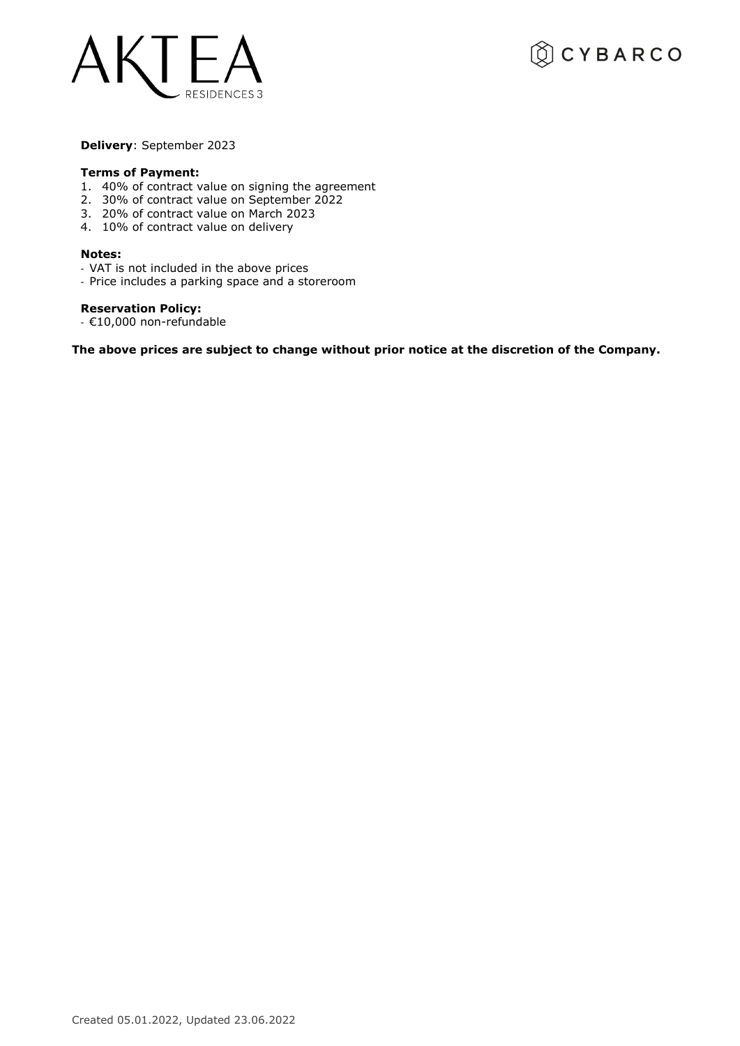**Delivery**: September 2023

**Terms of Payment:**

1. 40% of contract value on signing the agreement
2. 30% of contract value on September 2022
3. 20% of contract value on March 2023
4. 10% of contract value on delivery

**Notes:**

- VAT is not included in the above prices
- Price includes a parking space and a storeroom

**Reservation Policy:**

- €10,000 non-refundable

**The above prices are subject to change without prior notice at the discretion of the Company.**

Created 05.01.2022, Updated 23.06.2022